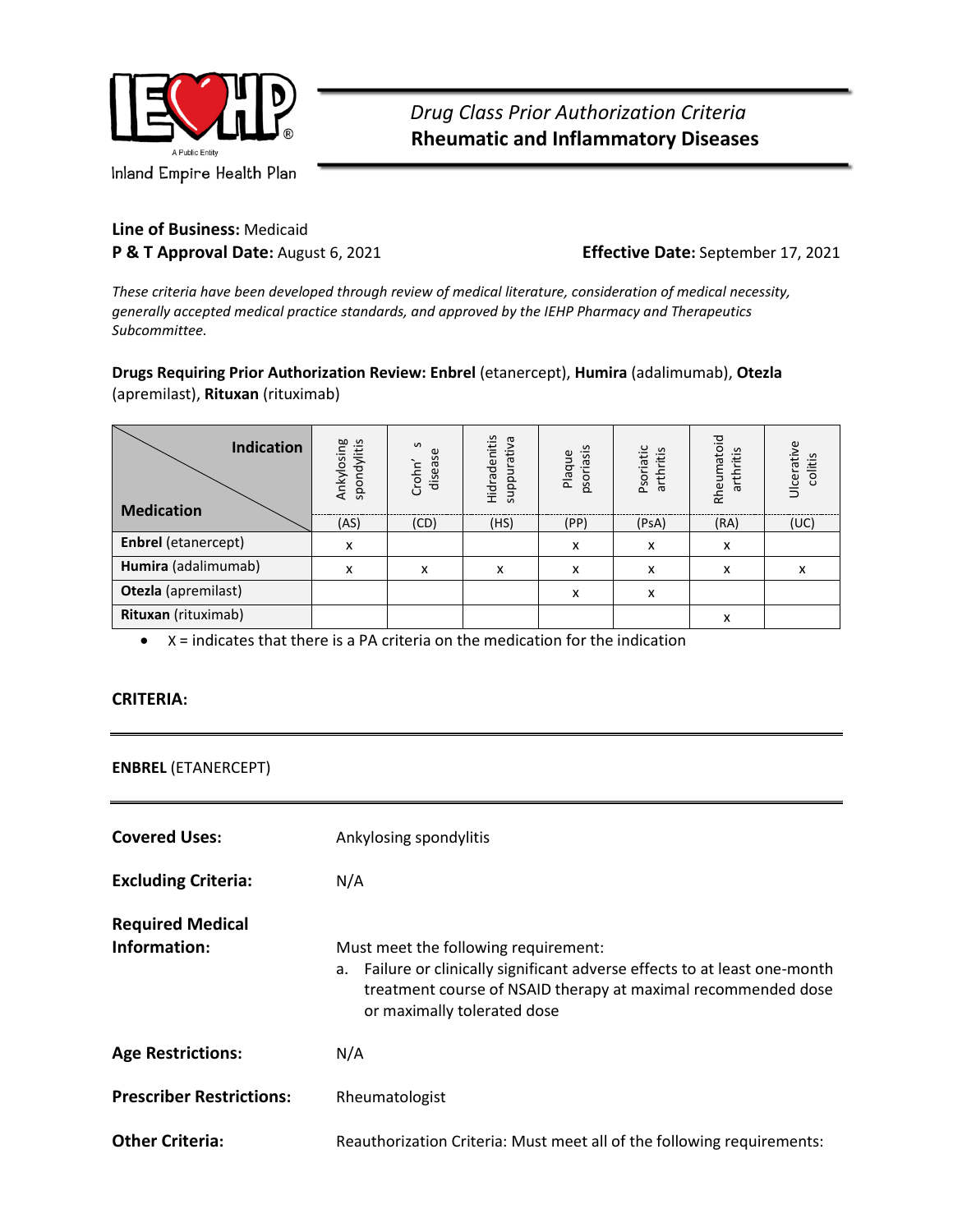# *Drug Class Prior Authorization Criteria*
# Rheumatic and Inflammatory Diseases

Inland Empire Health Plan

**Line of Business:** Medicaid

**P & T Approval Date:** August 6, 2021 **Effective Date:** September 17, 2021

*These criteria have been developed through review of medical literature, consideration of medical necessity, generally accepted medical practice standards, and approved by the IEHP Pharmacy and Therapeutics Subcommittee.*

**Drugs Requiring Prior Authorization Review: Enbrel** (etanercept), **Humira** (adalimumab), **Otezla** (apremilast), **Rituxan** (rituximab)

| Medication \ Indication | Ankylosing spondylitis (AS) | Crohn's disease (CD) | Hidradenitis suppurativa (HS) | Plaque psoriasis (PP) | Psoriatic arthritis (PsA) | Rheumatoid arthritis (RA) | Ulcerative colitis (UC) |
|---|---|---|---|---|---|---|---|
| **Enbrel** (etanercept) | x | | | x | x | x | |
| **Humira** (adalimumab) | x | x | x | x | x | x | x |
| **Otezla** (apremilast) | | | | x | x | | |
| **Rituxan** (rituximab) | | | | | | x | |

- X = indicates that there is a PA criteria on the medication for the indication

## CRITERIA:

### ENBREL (ETANERCEPT)

**Covered Uses:** Ankylosing spondylitis

**Excluding Criteria:** N/A

**Required Medical Information:** Must meet the following requirement:

a. Failure or clinically significant adverse effects to at least one-month treatment course of NSAID therapy at maximal recommended dose or maximally tolerated dose

**Age Restrictions:** N/A

**Prescriber Restrictions:** Rheumatologist

**Other Criteria:** Reauthorization Criteria: Must meet all of the following requirements: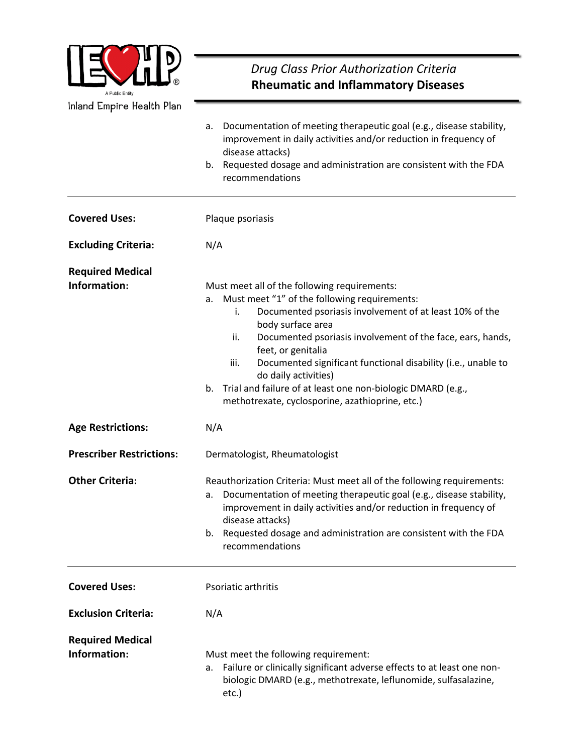a. Documentation of meeting therapeutic goal (e.g., disease stability, improvement in daily activities and/or reduction in frequency of disease attacks)
b. Requested dosage and administration are consistent with the FDA recommendations

---

**Covered Uses:** Plaque psoriasis

**Excluding Criteria:** N/A

**Required Medical Information:**

Must meet all of the following requirements:

a. Must meet "1" of the following requirements:
    i. Documented psoriasis involvement of at least 10% of the body surface area
    ii. Documented psoriasis involvement of the face, ears, hands, feet, or genitalia
    iii. Documented significant functional disability (i.e., unable to do daily activities)
b. Trial and failure of at least one non-biologic DMARD (e.g., methotrexate, cyclosporine, azathioprine, etc.)

**Age Restrictions:** N/A

**Prescriber Restrictions:** Dermatologist, Rheumatologist

**Other Criteria:**

Reauthorization Criteria: Must meet all of the following requirements:

a. Documentation of meeting therapeutic goal (e.g., disease stability, improvement in daily activities and/or reduction in frequency of disease attacks)
b. Requested dosage and administration are consistent with the FDA recommendations

---

**Covered Uses:** Psoriatic arthritis

**Exclusion Criteria:** N/A

**Required Medical Information:**

Must meet the following requirement:

a. Failure or clinically significant adverse effects to at least one non-biologic DMARD (e.g., methotrexate, leflunomide, sulfasalazine, etc.)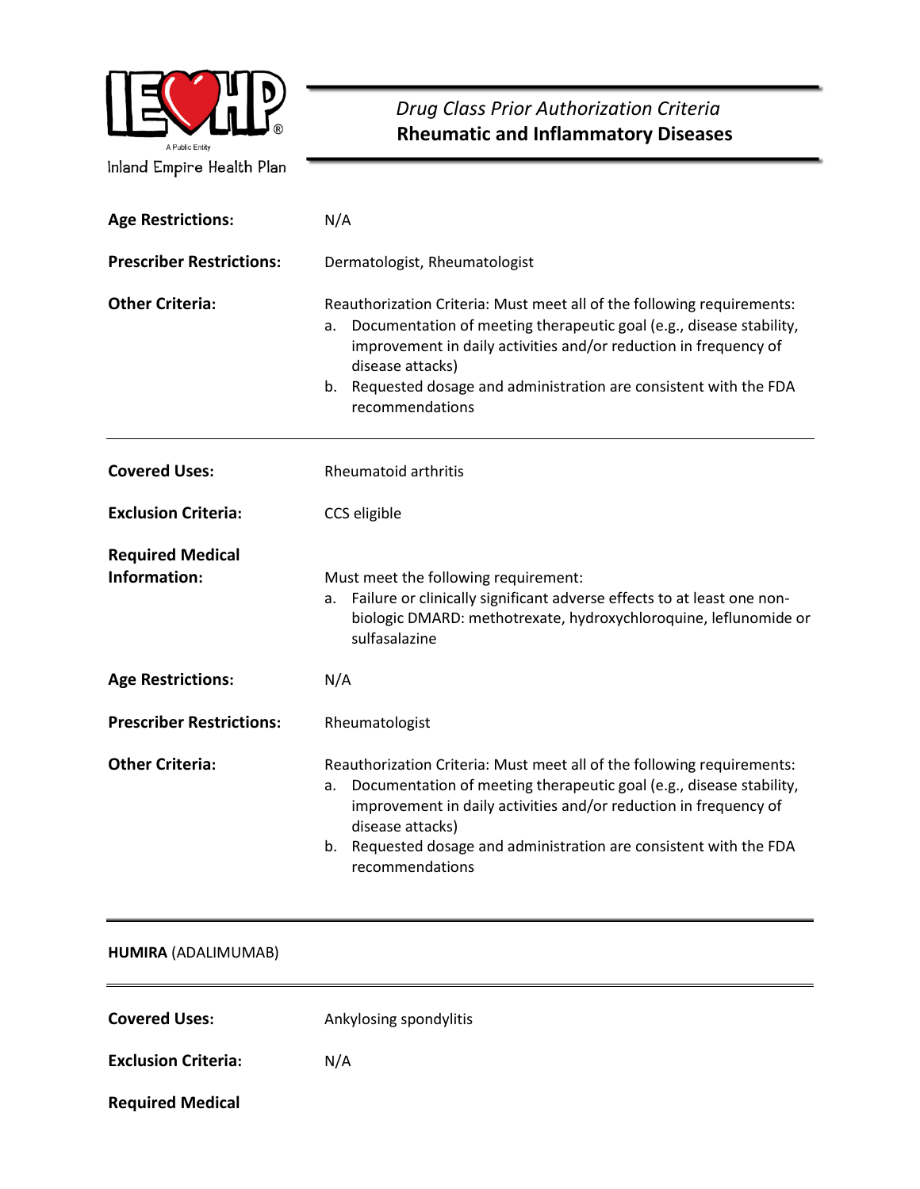*Drug Class Prior Authorization Criteria*
**Rheumatic and Inflammatory Diseases**

**Age Restrictions:** N/A

**Prescriber Restrictions:** Dermatologist, Rheumatologist

**Other Criteria:** Reauthorization Criteria: Must meet all of the following requirements:

a. Documentation of meeting therapeutic goal (e.g., disease stability, improvement in daily activities and/or reduction in frequency of disease attacks)
b. Requested dosage and administration are consistent with the FDA recommendations

---

**Covered Uses:** Rheumatoid arthritis

**Exclusion Criteria:** CCS eligible

**Required Medical Information:** Must meet the following requirement:

a. Failure or clinically significant adverse effects to at least one non-biologic DMARD: methotrexate, hydroxychloroquine, leflunomide or sulfasalazine

**Age Restrictions:** N/A

**Prescriber Restrictions:** Rheumatologist

**Other Criteria:** Reauthorization Criteria: Must meet all of the following requirements:

a. Documentation of meeting therapeutic goal (e.g., disease stability, improvement in daily activities and/or reduction in frequency of disease attacks)
b. Requested dosage and administration are consistent with the FDA recommendations

---

**HUMIRA** (ADALIMUMAB)

---

**Covered Uses:** Ankylosing spondylitis

**Exclusion Criteria:** N/A

**Required Medical**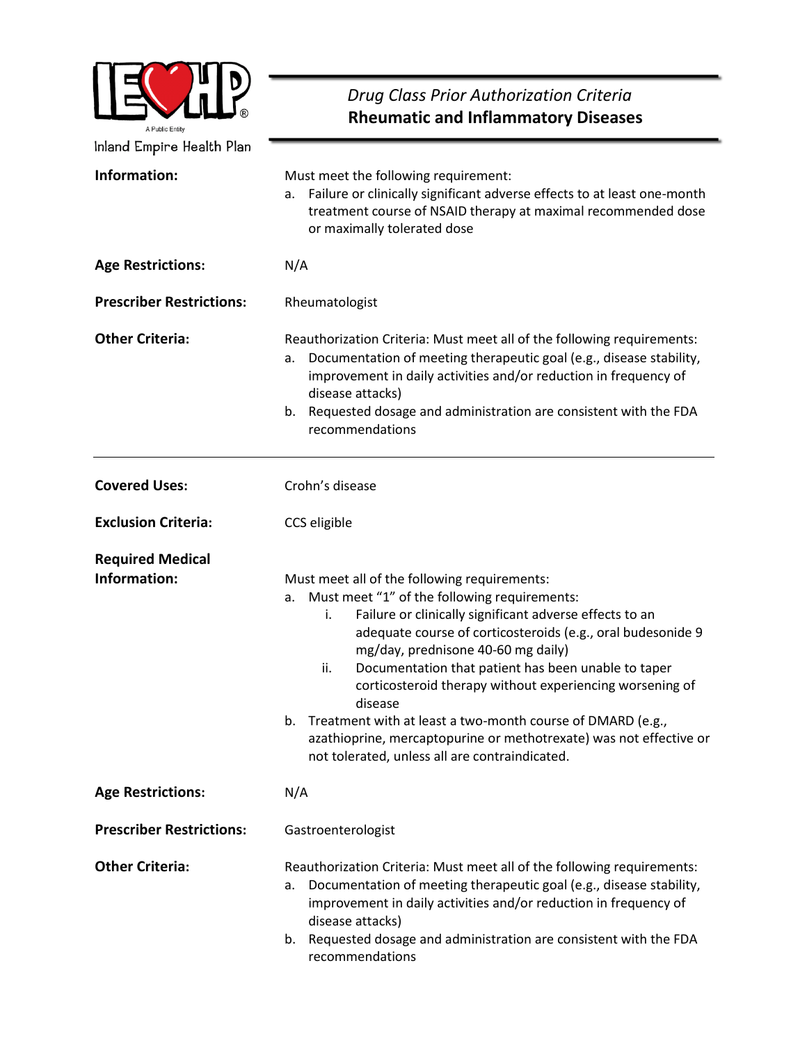*Drug Class Prior Authorization Criteria*
**Rheumatic and Inflammatory Diseases**

**Information:**

Must meet the following requirement:

a. Failure or clinically significant adverse effects to at least one-month treatment course of NSAID therapy at maximal recommended dose or maximally tolerated dose

**Age Restrictions:** N/A

**Prescriber Restrictions:** Rheumatologist

**Other Criteria:**

Reauthorization Criteria: Must meet all of the following requirements:

a. Documentation of meeting therapeutic goal (e.g., disease stability, improvement in daily activities and/or reduction in frequency of disease attacks)
b. Requested dosage and administration are consistent with the FDA recommendations

---

**Covered Uses:** Crohn's disease

**Exclusion Criteria:** CCS eligible

**Required Medical Information:**

Must meet all of the following requirements:

a. Must meet "1" of the following requirements:
   i. Failure or clinically significant adverse effects to an adequate course of corticosteroids (e.g., oral budesonide 9 mg/day, prednisone 40-60 mg daily)
   ii. Documentation that patient has been unable to taper corticosteroid therapy without experiencing worsening of disease
b. Treatment with at least a two-month course of DMARD (e.g., azathioprine, mercaptopurine or methotrexate) was not effective or not tolerated, unless all are contraindicated.

**Age Restrictions:** N/A

**Prescriber Restrictions:** Gastroenterologist

**Other Criteria:**

Reauthorization Criteria: Must meet all of the following requirements:

a. Documentation of meeting therapeutic goal (e.g., disease stability, improvement in daily activities and/or reduction in frequency of disease attacks)
b. Requested dosage and administration are consistent with the FDA recommendations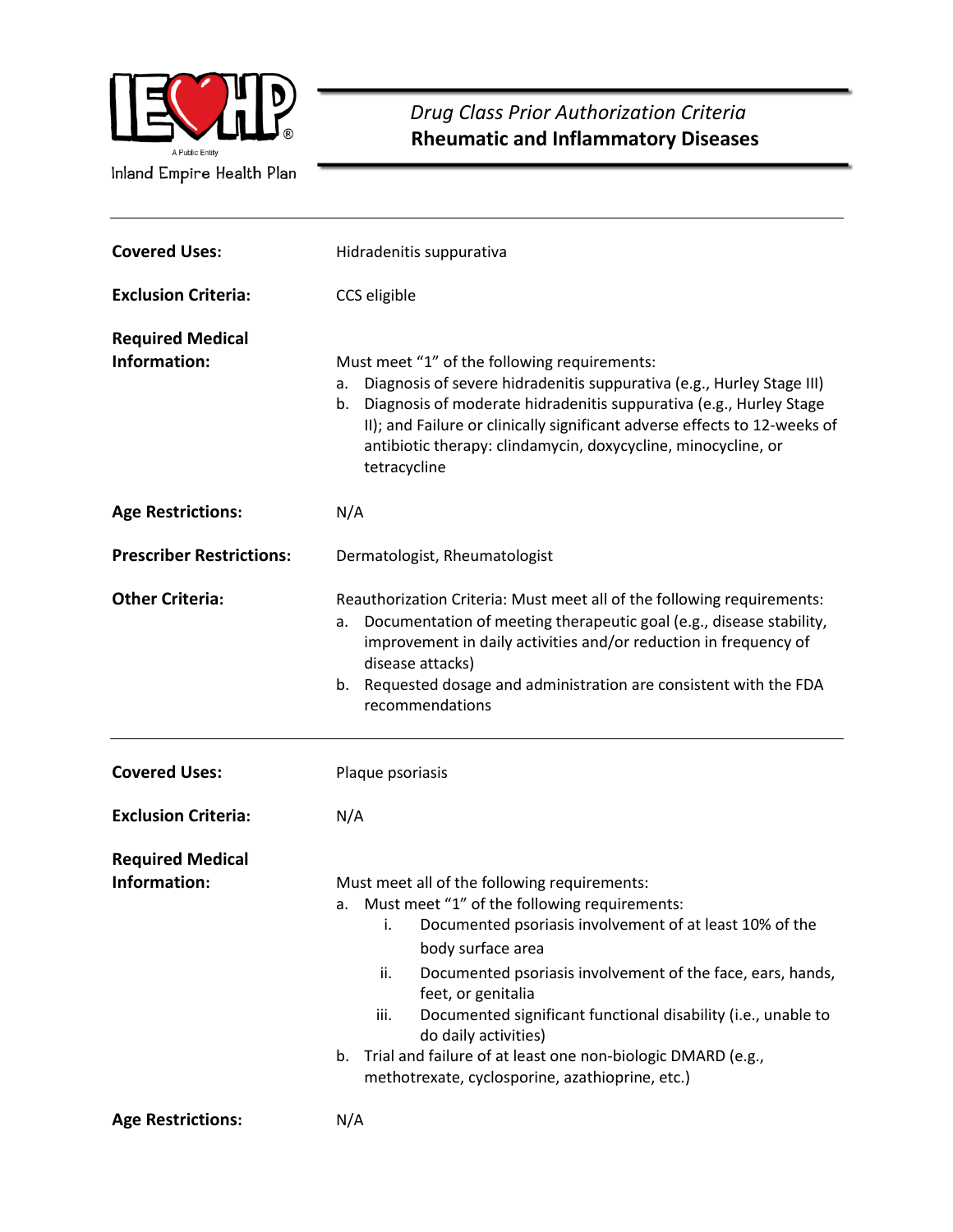| | |
|---|---|
| **Covered Uses:** | Hidradenitis suppurativa |
| **Exclusion Criteria:** | CCS eligible |
| **Required Medical Information:** | Must meet "1" of the following requirements:<br>a. Diagnosis of severe hidradenitis suppurativa (e.g., Hurley Stage III)<br>b. Diagnosis of moderate hidradenitis suppurativa (e.g., Hurley Stage II); and Failure or clinically significant adverse effects to 12-weeks of antibiotic therapy: clindamycin, doxycycline, minocycline, or tetracycline |
| **Age Restrictions:** | N/A |
| **Prescriber Restrictions:** | Dermatologist, Rheumatologist |
| **Other Criteria:** | Reauthorization Criteria: Must meet all of the following requirements:<br>a. Documentation of meeting therapeutic goal (e.g., disease stability, improvement in daily activities and/or reduction in frequency of disease attacks)<br>b. Requested dosage and administration are consistent with the FDA recommendations |

---

| | |
|---|---|
| **Covered Uses:** | Plaque psoriasis |
| **Exclusion Criteria:** | N/A |
| **Required Medical Information:** | Must meet all of the following requirements:<br>a. Must meet "1" of the following requirements:<br>i. Documented psoriasis involvement of at least 10% of the body surface area<br>ii. Documented psoriasis involvement of the face, ears, hands, feet, or genitalia<br>iii. Documented significant functional disability (i.e., unable to do daily activities)<br>b. Trial and failure of at least one non-biologic DMARD (e.g., methotrexate, cyclosporine, azathioprine, etc.) |
| **Age Restrictions:** | N/A |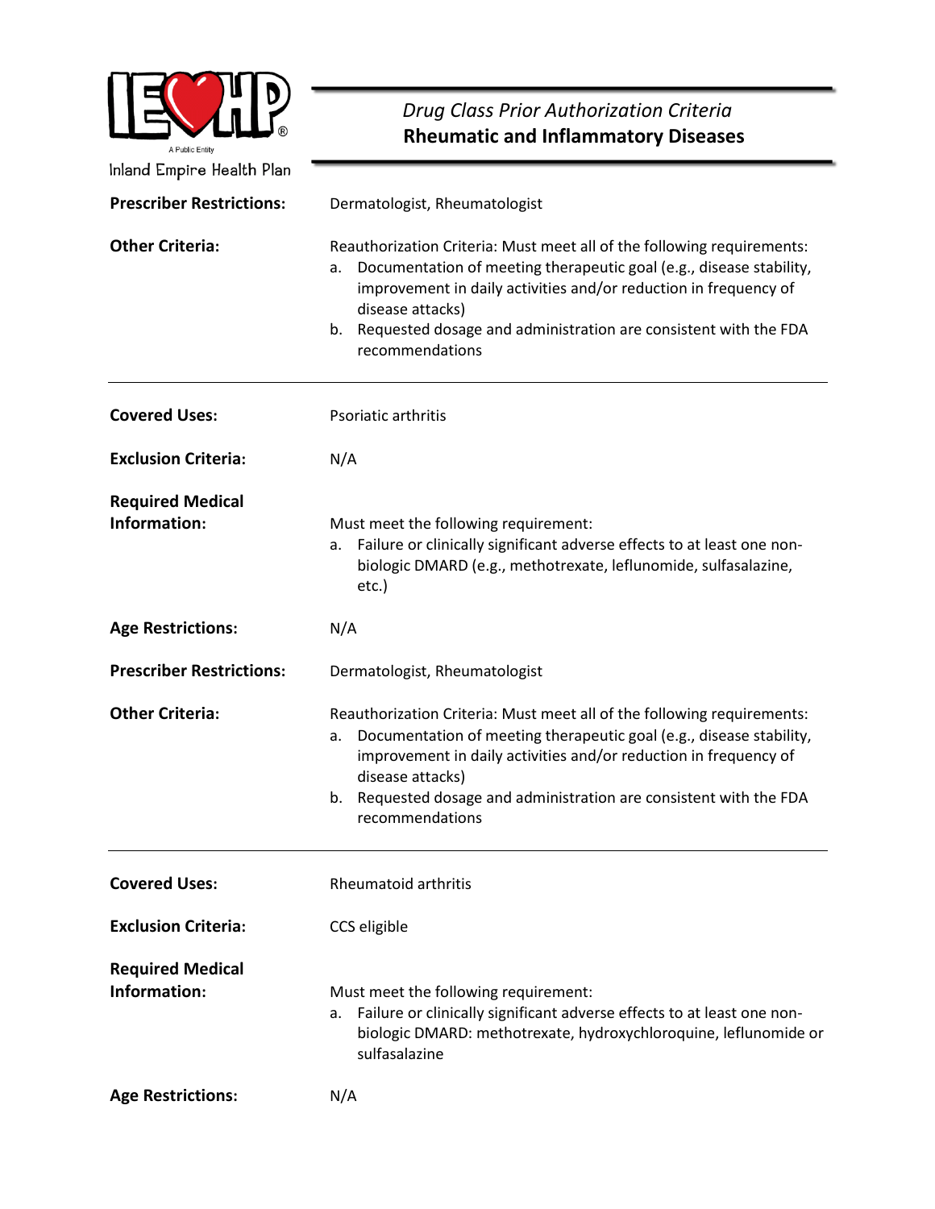| | |
|---|---|
| **Prescriber Restrictions:** | Dermatologist, Rheumatologist |
| **Other Criteria:** | Reauthorization Criteria: Must meet all of the following requirements:<br>a. Documentation of meeting therapeutic goal (e.g., disease stability, improvement in daily activities and/or reduction in frequency of disease attacks)<br>b. Requested dosage and administration are consistent with the FDA recommendations |

---

| | |
|---|---|
| **Covered Uses:** | Psoriatic arthritis |
| **Exclusion Criteria:** | N/A |
| **Required Medical Information:** | Must meet the following requirement:<br>a. Failure or clinically significant adverse effects to at least one non-biologic DMARD (e.g., methotrexate, leflunomide, sulfasalazine, etc.) |
| **Age Restrictions:** | N/A |
| **Prescriber Restrictions:** | Dermatologist, Rheumatologist |
| **Other Criteria:** | Reauthorization Criteria: Must meet all of the following requirements:<br>a. Documentation of meeting therapeutic goal (e.g., disease stability, improvement in daily activities and/or reduction in frequency of disease attacks)<br>b. Requested dosage and administration are consistent with the FDA recommendations |

---

| | |
|---|---|
| **Covered Uses:** | Rheumatoid arthritis |
| **Exclusion Criteria:** | CCS eligible |
| **Required Medical Information:** | Must meet the following requirement:<br>a. Failure or clinically significant adverse effects to at least one non-biologic DMARD: methotrexate, hydroxychloroquine, leflunomide or sulfasalazine |
| **Age Restrictions:** | N/A |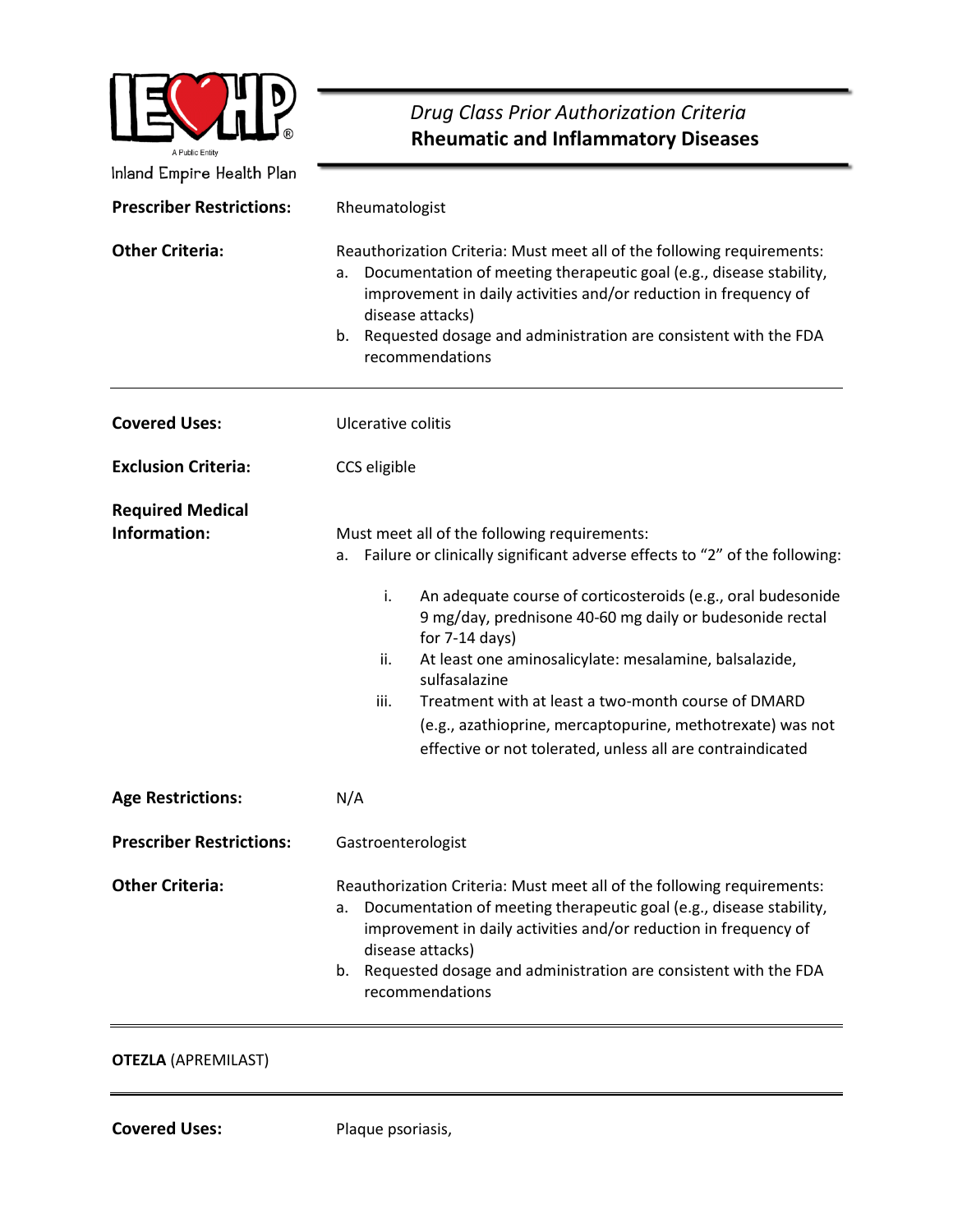| | |
|---|---|
| **Prescriber Restrictions:** | Rheumatologist |
| **Other Criteria:** | Reauthorization Criteria: Must meet all of the following requirements:<br>a. Documentation of meeting therapeutic goal (e.g., disease stability, improvement in daily activities and/or reduction in frequency of disease attacks)<br>b. Requested dosage and administration are consistent with the FDA recommendations |

---

| | |
|---|---|
| **Covered Uses:** | Ulcerative colitis |
| **Exclusion Criteria:** | CCS eligible |
| **Required Medical Information:** | Must meet all of the following requirements:<br>a. Failure or clinically significant adverse effects to "2" of the following:<br>i. An adequate course of corticosteroids (e.g., oral budesonide 9 mg/day, prednisone 40-60 mg daily or budesonide rectal for 7-14 days)<br>ii. At least one aminosalicylate: mesalamine, balsalazide, sulfasalazine<br>iii. Treatment with at least a two-month course of DMARD (e.g., azathioprine, mercaptopurine, methotrexate) was not effective or not tolerated, unless all are contraindicated |
| **Age Restrictions:** | N/A |
| **Prescriber Restrictions:** | Gastroenterologist |
| **Other Criteria:** | Reauthorization Criteria: Must meet all of the following requirements:<br>a. Documentation of meeting therapeutic goal (e.g., disease stability, improvement in daily activities and/or reduction in frequency of disease attacks)<br>b. Requested dosage and administration are consistent with the FDA recommendations |

---

**OTEZLA** (APREMILAST)

---

| | |
|---|---|
| **Covered Uses:** | Plaque psoriasis, |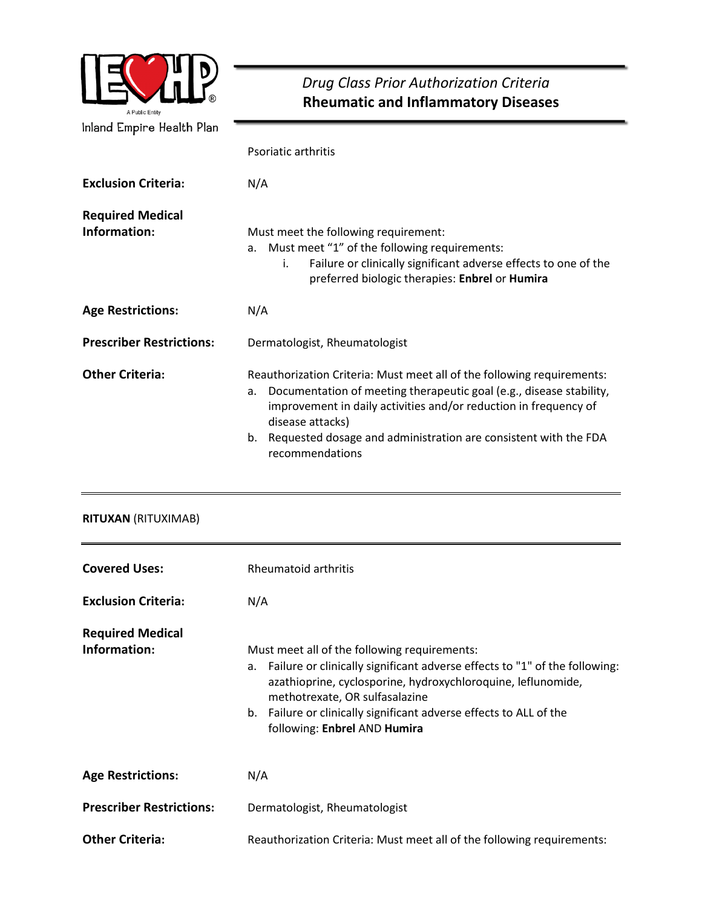Psoriatic arthritis

**Exclusion Criteria:** N/A

**Required Medical Information:**

Must meet the following requirement:

a. Must meet "1" of the following requirements:
   i. Failure or clinically significant adverse effects to one of the preferred biologic therapies: **Enbrel** or **Humira**

**Age Restrictions:** N/A

**Prescriber Restrictions:** Dermatologist, Rheumatologist

**Other Criteria:**

Reauthorization Criteria: Must meet all of the following requirements:

a. Documentation of meeting therapeutic goal (e.g., disease stability, improvement in daily activities and/or reduction in frequency of disease attacks)
b. Requested dosage and administration are consistent with the FDA recommendations

---

**RITUXAN** (RITUXIMAB)

---

**Covered Uses:** Rheumatoid arthritis

**Exclusion Criteria:** N/A

**Required Medical Information:**

Must meet all of the following requirements:

a. Failure or clinically significant adverse effects to "1" of the following: azathioprine, cyclosporine, hydroxychloroquine, leflunomide, methotrexate, OR sulfasalazine
b. Failure or clinically significant adverse effects to ALL of the following: **Enbrel** AND **Humira**

**Age Restrictions:** N/A

**Prescriber Restrictions:** Dermatologist, Rheumatologist

**Other Criteria:**

Reauthorization Criteria: Must meet all of the following requirements: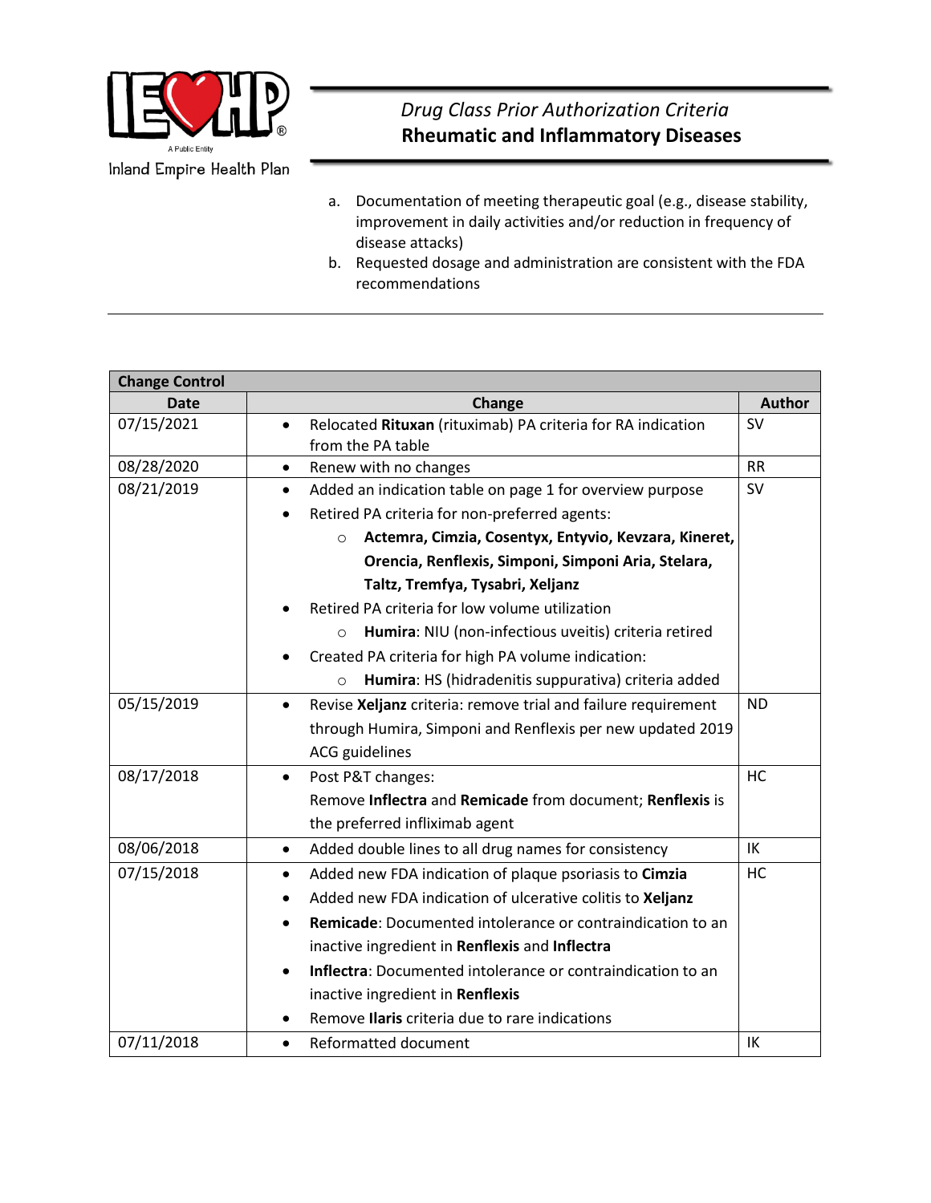a. Documentation of meeting therapeutic goal (e.g., disease stability, improvement in daily activities and/or reduction in frequency of disease attacks)
b. Requested dosage and administration are consistent with the FDA recommendations

---

**Change Control**

| Date | Change | Author |
|---|---|---|
| 07/15/2021 | • Relocated **Rituxan** (rituximab) PA criteria for RA indication from the PA table | SV |
| 08/28/2020 | • Renew with no changes | RR |
| 08/21/2019 | • Added an indication table on page 1 for overview purpose<br>• Retired PA criteria for non-preferred agents:<br>&nbsp;&nbsp;○ **Actemra, Cimzia, Cosentyx, Entyvio, Kevzara, Kineret, Orencia, Renflexis, Simponi, Simponi Aria, Stelara, Taltz, Tremfya, Tysabri, Xeljanz**<br>• Retired PA criteria for low volume utilization<br>&nbsp;&nbsp;○ **Humira**: NIU (non-infectious uveitis) criteria retired<br>• Created PA criteria for high PA volume indication:<br>&nbsp;&nbsp;○ **Humira**: HS (hidradenitis suppurativa) criteria added | SV |
| 05/15/2019 | • Revise **Xeljanz** criteria: remove trial and failure requirement through Humira, Simponi and Renflexis per new updated 2019 ACG guidelines | ND |
| 08/17/2018 | • Post P&T changes:<br>Remove **Inflectra** and **Remicade** from document; **Renflexis** is the preferred infliximab agent | HC |
| 08/06/2018 | • Added double lines to all drug names for consistency | IK |
| 07/15/2018 | • Added new FDA indication of plaque psoriasis to **Cimzia**<br>• Added new FDA indication of ulcerative colitis to **Xeljanz**<br>• **Remicade**: Documented intolerance or contraindication to an inactive ingredient in **Renflexis** and **Inflectra**<br>• **Inflectra**: Documented intolerance or contraindication to an inactive ingredient in **Renflexis**<br>• Remove **Ilaris** criteria due to rare indications | HC |
| 07/11/2018 | • Reformatted document | IK |